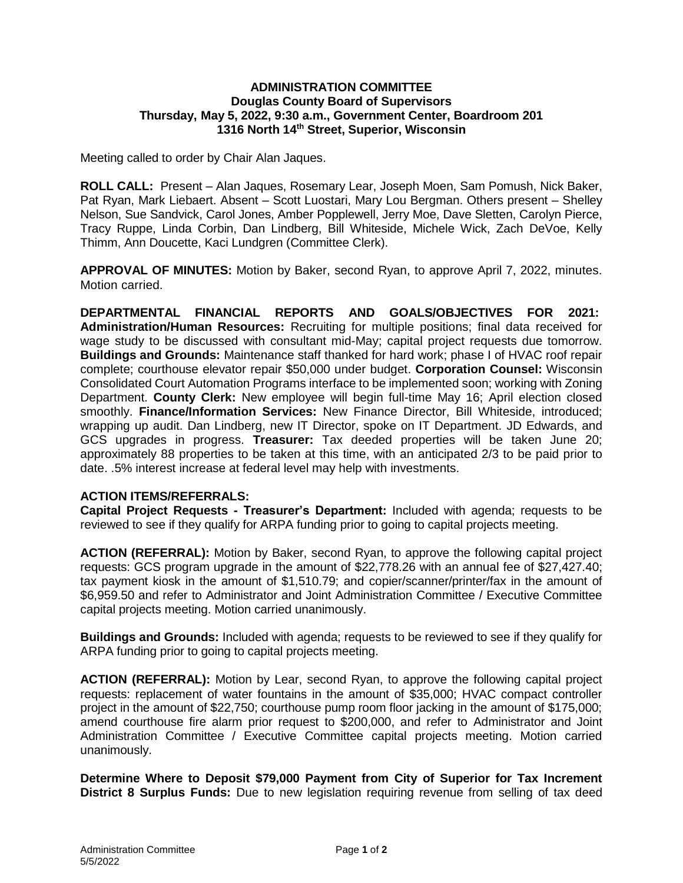**ADMINISTRATION COMMITTEE**
**Douglas County Board of Supervisors**
**Thursday, May 5, 2022, 9:30 a.m., Government Center, Boardroom 201**
**1316 North 14th Street, Superior, Wisconsin**

Meeting called to order by Chair Alan Jaques.

**ROLL CALL:** Present – Alan Jaques, Rosemary Lear, Joseph Moen, Sam Pomush, Nick Baker, Pat Ryan, Mark Liebaert. Absent – Scott Luostari, Mary Lou Bergman. Others present – Shelley Nelson, Sue Sandvick, Carol Jones, Amber Popplewell, Jerry Moe, Dave Sletten, Carolyn Pierce, Tracy Ruppe, Linda Corbin, Dan Lindberg, Bill Whiteside, Michele Wick, Zach DeVoe, Kelly Thimm, Ann Doucette, Kaci Lundgren (Committee Clerk).

**APPROVAL OF MINUTES:** Motion by Baker, second Ryan, to approve April 7, 2022, minutes. Motion carried.

**DEPARTMENTAL FINANCIAL REPORTS AND GOALS/OBJECTIVES FOR 2021: Administration/Human Resources:** Recruiting for multiple positions; final data received for wage study to be discussed with consultant mid-May; capital project requests due tomorrow. **Buildings and Grounds:** Maintenance staff thanked for hard work; phase I of HVAC roof repair complete; courthouse elevator repair $50,000 under budget. **Corporation Counsel:** Wisconsin Consolidated Court Automation Programs interface to be implemented soon; working with Zoning Department. **County Clerk:** New employee will begin full-time May 16; April election closed smoothly. **Finance/Information Services:** New Finance Director, Bill Whiteside, introduced; wrapping up audit. Dan Lindberg, new IT Director, spoke on IT Department. JD Edwards, and GCS upgrades in progress. **Treasurer:** Tax deeded properties will be taken June 20; approximately 88 properties to be taken at this time, with an anticipated 2/3 to be paid prior to date. .5% interest increase at federal level may help with investments.

**ACTION ITEMS/REFERRALS:**

**Capital Project Requests - Treasurer's Department:** Included with agenda; requests to be reviewed to see if they qualify for ARPA funding prior to going to capital projects meeting.

**ACTION (REFERRAL):** Motion by Baker, second Ryan, to approve the following capital project requests: GCS program upgrade in the amount of $22,778.26 with an annual fee of $27,427.40; tax payment kiosk in the amount of $1,510.79; and copier/scanner/printer/fax in the amount of $6,959.50 and refer to Administrator and Joint Administration Committee / Executive Committee capital projects meeting. Motion carried unanimously.

**Buildings and Grounds:** Included with agenda; requests to be reviewed to see if they qualify for ARPA funding prior to going to capital projects meeting.

**ACTION (REFERRAL):** Motion by Lear, second Ryan, to approve the following capital project requests: replacement of water fountains in the amount of $35,000; HVAC compact controller project in the amount of $22,750; courthouse pump room floor jacking in the amount of $175,000; amend courthouse fire alarm prior request to $200,000, and refer to Administrator and Joint Administration Committee / Executive Committee capital projects meeting. Motion carried unanimously.

**Determine Where to Deposit $79,000 Payment from City of Superior for Tax Increment District 8 Surplus Funds:** Due to new legislation requiring revenue from selling of tax deed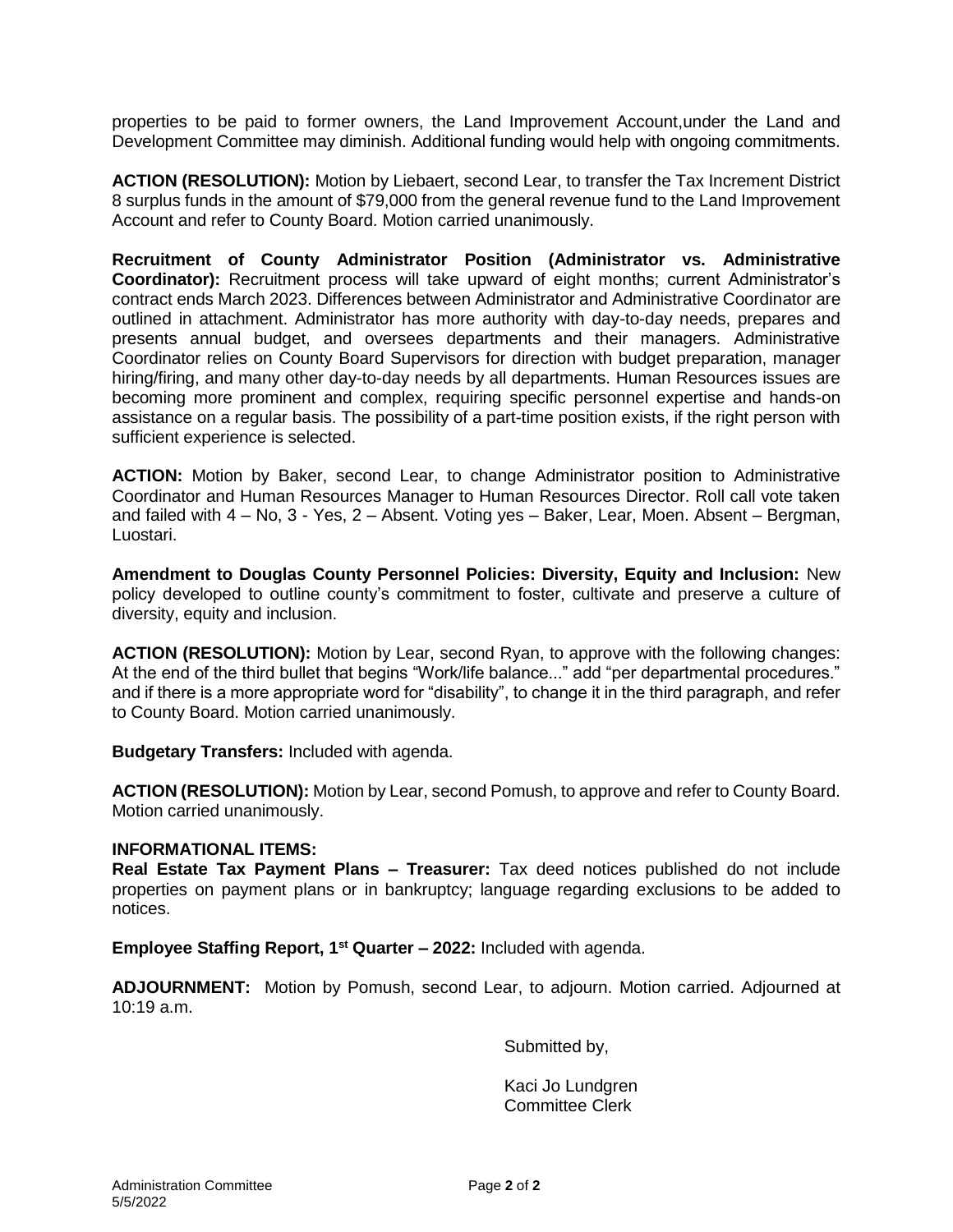properties to be paid to former owners, the Land Improvement Account,under the Land and Development Committee may diminish. Additional funding would help with ongoing commitments.

**ACTION (RESOLUTION):** Motion by Liebaert, second Lear, to transfer the Tax Increment District 8 surplus funds in the amount of $79,000 from the general revenue fund to the Land Improvement Account and refer to County Board. Motion carried unanimously.

**Recruitment of County Administrator Position (Administrator vs. Administrative Coordinator):** Recruitment process will take upward of eight months; current Administrator's contract ends March 2023. Differences between Administrator and Administrative Coordinator are outlined in attachment. Administrator has more authority with day-to-day needs, prepares and presents annual budget, and oversees departments and their managers. Administrative Coordinator relies on County Board Supervisors for direction with budget preparation, manager hiring/firing, and many other day-to-day needs by all departments. Human Resources issues are becoming more prominent and complex, requiring specific personnel expertise and hands-on assistance on a regular basis. The possibility of a part-time position exists, if the right person with sufficient experience is selected.

**ACTION:** Motion by Baker, second Lear, to change Administrator position to Administrative Coordinator and Human Resources Manager to Human Resources Director. Roll call vote taken and failed with 4 – No, 3 - Yes, 2 – Absent. Voting yes – Baker, Lear, Moen. Absent – Bergman, Luostari.

**Amendment to Douglas County Personnel Policies: Diversity, Equity and Inclusion:** New policy developed to outline county's commitment to foster, cultivate and preserve a culture of diversity, equity and inclusion.

**ACTION (RESOLUTION):** Motion by Lear, second Ryan, to approve with the following changes: At the end of the third bullet that begins "Work/life balance..." add "per departmental procedures." and if there is a more appropriate word for "disability", to change it in the third paragraph, and refer to County Board. Motion carried unanimously.

**Budgetary Transfers:** Included with agenda.

**ACTION (RESOLUTION):** Motion by Lear, second Pomush, to approve and refer to County Board. Motion carried unanimously.

**INFORMATIONAL ITEMS:**

**Real Estate Tax Payment Plans – Treasurer:** Tax deed notices published do not include properties on payment plans or in bankruptcy; language regarding exclusions to be added to notices.

**Employee Staffing Report, 1st Quarter – 2022:** Included with agenda.

**ADJOURNMENT:** Motion by Pomush, second Lear, to adjourn. Motion carried. Adjourned at 10:19 a.m.

Submitted by,

Kaci Jo Lundgren
Committee Clerk